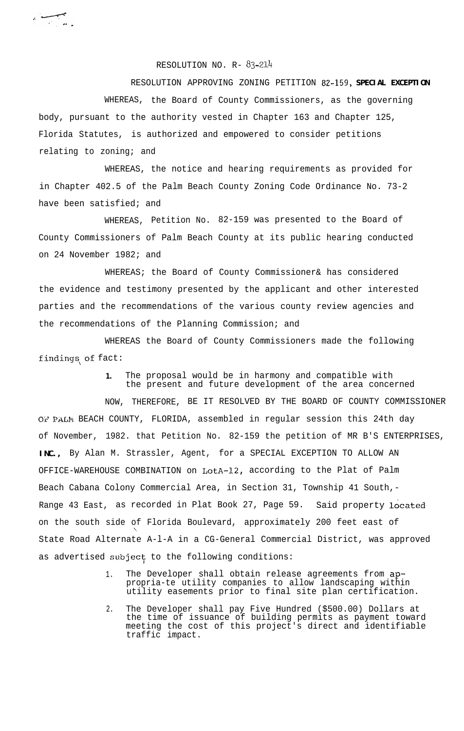RESOLUTION NO. R- 83-214

RESOLUTION APPROVING ZONING PETITION 82-159, **SPECIAL EXCEPTION**

WHEREAS, the Board of County Commissioners, as the governing body, pursuant to the authority vested in Chapter 163 and Chapter 125, Florida Statutes, is authorized and empowered to consider petitions relating to zoning; and

WHEREAS, the notice and hearing requirements as provided for in Chapter 402.5 of the Palm Beach County Zoning Code Ordinance No. 73-2 have been satisfied; and

WHEREAS, Petition No. 82-159 was presented to the Board of County Commissioners of Palm Beach County at its public hearing conducted on 24 November 1982; and

WHEREAS; the Board of County Commissioner& has considered the evidence and testimony presented by the applicant and other interested parties and the recommendations of the various county review agencies and the recommendations of the Planning Commission; and

WHEREAS the Board of County Commissioners made the following findings of fact:

1. The proposal would be in harmony and compatible with the present and future development of the area concerned

NOW, THEREFORE, BE IT RESOLVED BY THE BOARD OF COUNTY COMMISSIONER OF PALM BEACH COUNTY, FLORIDA, assembled in regular session this 24th day of November, 1982. that Petition No. 82-159 the petition of MR B'S ENTERPRISES, **INC.,** By Alan M. Strassler, Agent, for a SPECIAL EXCEPTION TO ALLOW AN OFFICE-WAREHOUSE COMBINATION on LotA-12, according to the Plat of Palm Beach Cabana Colony Commercial Area, in Section 31, Township 41 South,- Range 43 East, as recorded in Plat Book 27, Page 59. Said property located on the south side of Florida Boulevard, approximately 200 feet east of State Road Alternate A-l-A in a CG-General Commercial District, was approved as advertised subject to the following conditions:

1. The Developer shall obtain release agreements from appropria-te utility companies to allow landscaping within utility easements prior to final site plan certification.
2. The Developer shall pay Five Hundred ($500.00) Dollars at the time of issuance of building permits as payment toward meeting the cost of this project's direct and identifiable traffic impact.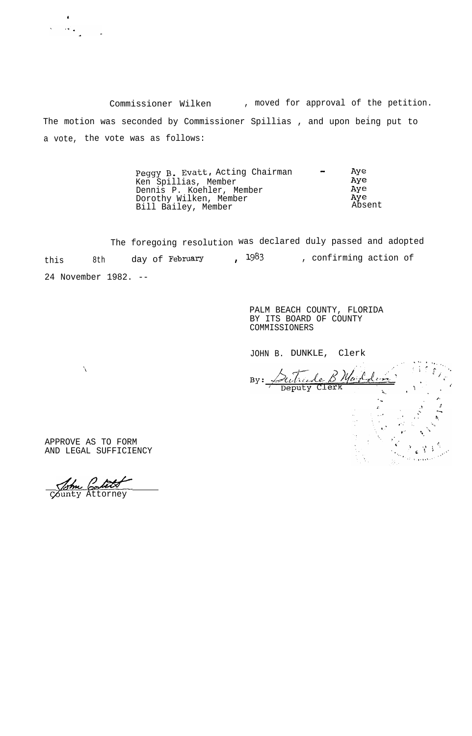Commissioner Wilken, moved for approval of the petition. The motion was seconded by Commissioner Spillias, and upon being put to a vote, the vote was as follows:

| | |
|---|---|
| Peggy B. Evatt, Acting Chairman | - Aye |
| Ken Spillias, Member | Aye |
| Dennis P. Koehler, Member | Aye |
| Dorothy Wilken, Member | Aye |
| Bill Bailey, Member | Absent |

The foregoing resolution was declared duly passed and adopted this 8th day of February, 1983, confirming action of 24 November 1982. --

PALM BEACH COUNTY, FLORIDA
BY ITS BOARD OF COUNTY
COMMISSIONERS

JOHN B. DUNKLE, Clerk

By: Deputy Clerk

APPROVE AS TO FORM
AND LEGAL SUFFICIENCY

County Attorney